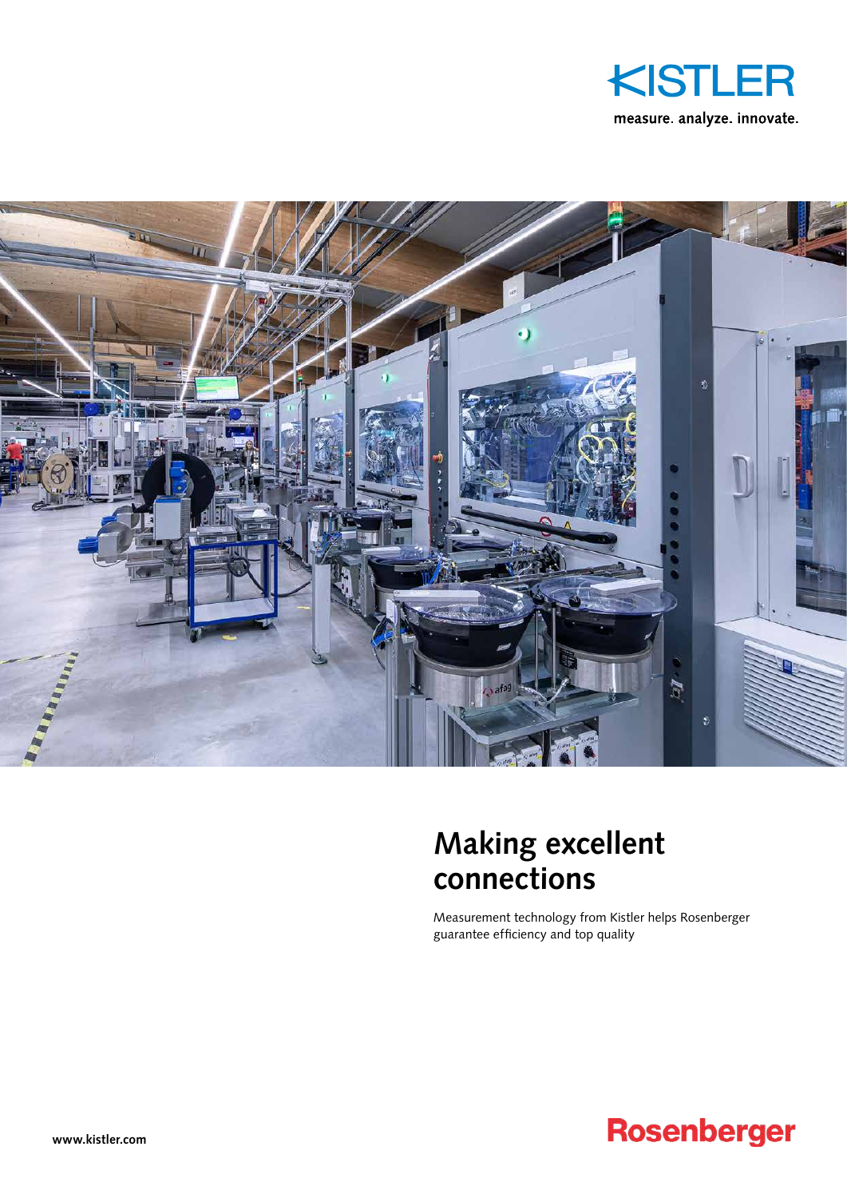KISTLER

measure. analyze. innovate.

# Making excellent connections

Measurement technology from Kistler helps Rosenberger guarantee efficiency and top quality

www.kistler.com

Rosenberger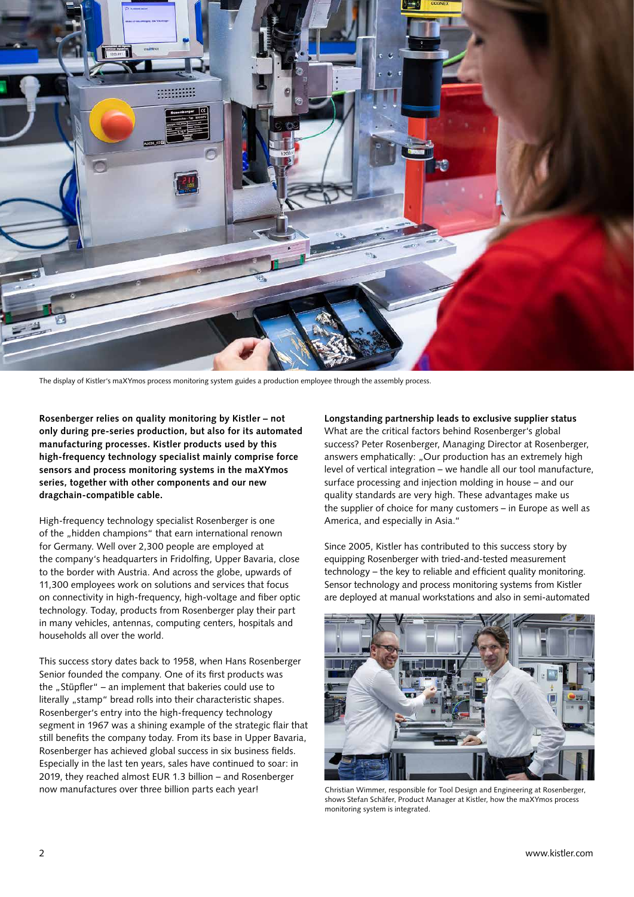The display of Kistler's maXYmos process monitoring system guides a production employee through the assembly process.

**Rosenberger relies on quality monitoring by Kistler – not only during pre-series production, but also for its automated manufacturing processes. Kistler products used by this high-frequency technology specialist mainly comprise force sensors and process monitoring systems in the maXYmos series, together with other components and our new dragchain-compatible cable.**

High-frequency technology specialist Rosenberger is one of the „hidden champions" that earn international renown for Germany. Well over 2,300 people are employed at the company's headquarters in Fridolfing, Upper Bavaria, close to the border with Austria. And across the globe, upwards of 11,300 employees work on solutions and services that focus on connectivity in high-frequency, high-voltage and fiber optic technology. Today, products from Rosenberger play their part in many vehicles, antennas, computing centers, hospitals and households all over the world.

This success story dates back to 1958, when Hans Rosenberger Senior founded the company. One of its first products was the „Stüpfler" – an implement that bakeries could use to literally „stamp" bread rolls into their characteristic shapes. Rosenberger's entry into the high-frequency technology segment in 1967 was a shining example of the strategic flair that still benefits the company today. From its base in Upper Bavaria, Rosenberger has achieved global success in six business fields. Especially in the last ten years, sales have continued to soar: in 2019, they reached almost EUR 1.3 billion – and Rosenberger now manufactures over three billion parts each year!

**Longstanding partnership leads to exclusive supplier status**

What are the critical factors behind Rosenberger's global success? Peter Rosenberger, Managing Director at Rosenberger, answers emphatically: „Our production has an extremely high level of vertical integration – we handle all our tool manufacture, surface processing and injection molding in house – and our quality standards are very high. These advantages make us the supplier of choice for many customers – in Europe as well as America, and especially in Asia."

Since 2005, Kistler has contributed to this success story by equipping Rosenberger with tried-and-tested measurement technology – the key to reliable and efficient quality monitoring. Sensor technology and process monitoring systems from Kistler are deployed at manual workstations and also in semi-automated

Christian Wimmer, responsible for Tool Design and Engineering at Rosenberger, shows Stefan Schäfer, Product Manager at Kistler, how the maXYmos process monitoring system is integrated.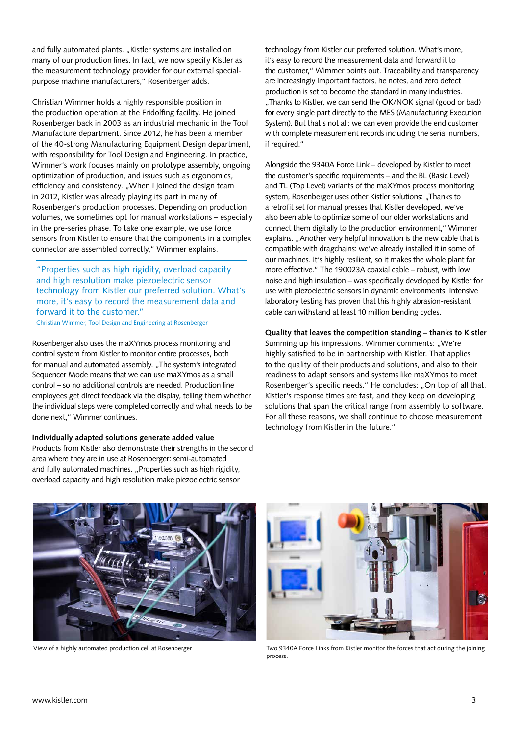and fully automated plants. „Kistler systems are installed on many of our production lines. In fact, we now specify Kistler as the measurement technology provider for our external special-purpose machine manufacturers," Rosenberger adds.

Christian Wimmer holds a highly responsible position in the production operation at the Fridolfing facility. He joined Rosenberger back in 2003 as an industrial mechanic in the Tool Manufacture department. Since 2012, he has been a member of the 40-strong Manufacturing Equipment Design department, with responsibility for Tool Design and Engineering. In practice, Wimmer's work focuses mainly on prototype assembly, ongoing optimization of production, and issues such as ergonomics, efficiency and consistency. „When I joined the design team in 2012, Kistler was already playing its part in many of Rosenberger's production processes. Depending on production volumes, we sometimes opt for manual workstations – especially in the pre-series phase. To take one example, we use force sensors from Kistler to ensure that the components in a complex connector are assembled correctly," Wimmer explains.

> "Properties such as high rigidity, overload capacity and high resolution make piezoelectric sensor technology from Kistler our preferred solution. What's more, it's easy to record the measurement data and forward it to the customer."
>
> Christian Wimmer, Tool Design and Engineering at Rosenberger

Rosenberger also uses the maXYmos process monitoring and control system from Kistler to monitor entire processes, both for manual and automated assembly. „The system's integrated Sequencer Mode means that we can use maXYmos as a small control – so no additional controls are needed. Production line employees get direct feedback via the display, telling them whether the individual steps were completed correctly and what needs to be done next," Wimmer continues.

**Individually adapted solutions generate added value**

Products from Kistler also demonstrate their strengths in the second area where they are in use at Rosenberger: semi-automated and fully automated machines. „Properties such as high rigidity, overload capacity and high resolution make piezoelectric sensor technology from Kistler our preferred solution. What's more, it's easy to record the measurement data and forward it to the customer," Wimmer points out. Traceability and transparency are increasingly important factors, he notes, and zero defect production is set to become the standard in many industries. „Thanks to Kistler, we can send the OK/NOK signal (good or bad) for every single part directly to the MES (Manufacturing Execution System). But that's not all: we can even provide the end customer with complete measurement records including the serial numbers, if required."

Alongside the 9340A Force Link – developed by Kistler to meet the customer's specific requirements – and the BL (Basic Level) and TL (Top Level) variants of the maXYmos process monitoring system, Rosenberger uses other Kistler solutions: „Thanks to a retrofit set for manual presses that Kistler developed, we've also been able to optimize some of our older workstations and connect them digitally to the production environment," Wimmer explains. „Another very helpful innovation is the new cable that is compatible with dragchains: we've already installed it in some of our machines. It's highly resilient, so it makes the whole plant far more effective." The 190023A coaxial cable – robust, with low noise and high insulation – was specifically developed by Kistler for use with piezoelectric sensors in dynamic environments. Intensive laboratory testing has proven that this highly abrasion-resistant cable can withstand at least 10 million bending cycles.

**Quality that leaves the competition standing – thanks to Kistler**

Summing up his impressions, Wimmer comments: „We're highly satisfied to be in partnership with Kistler. That applies to the quality of their products and solutions, and also to their readiness to adapt sensors and systems like maXYmos to meet Rosenberger's specific needs." He concludes: „On top of all that, Kistler's response times are fast, and they keep on developing solutions that span the critical range from assembly to software. For all these reasons, we shall continue to choose measurement technology from Kistler in the future."

View of a highly automated production cell at Rosenberger

Two 9340A Force Links from Kistler monitor the forces that act during the joining process.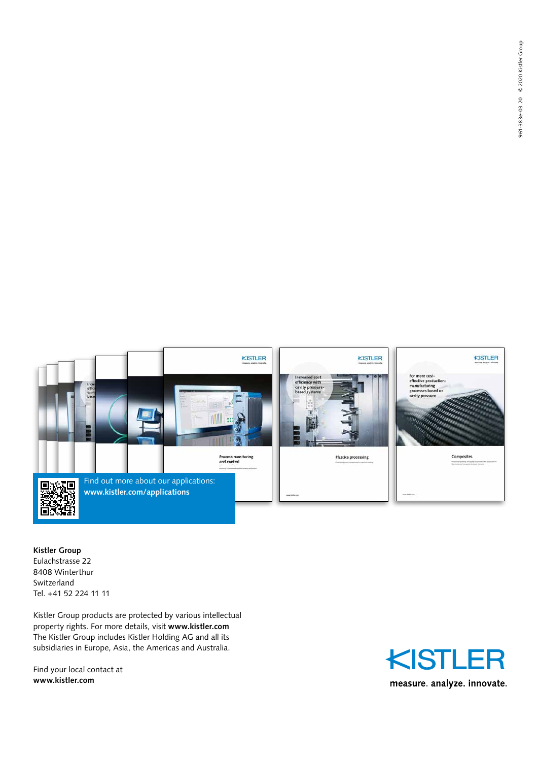Find out more about our applications:
**www.kistler.com/applications**

**Kistler Group**
Eulachstrasse 22
8408 Winterthur
Switzerland
Tel. +41 52 224 11 11

Kistler Group products are protected by various intellectual property rights. For more details, visit **www.kistler.com**
The Kistler Group includes Kistler Holding AG and all its subsidiaries in Europe, Asia, the Americas and Australia.

Find your local contact at
**www.kistler.com**

KISTLER
measure. analyze. innovate.

961-383e-03.20 © 2020 Kistler Group